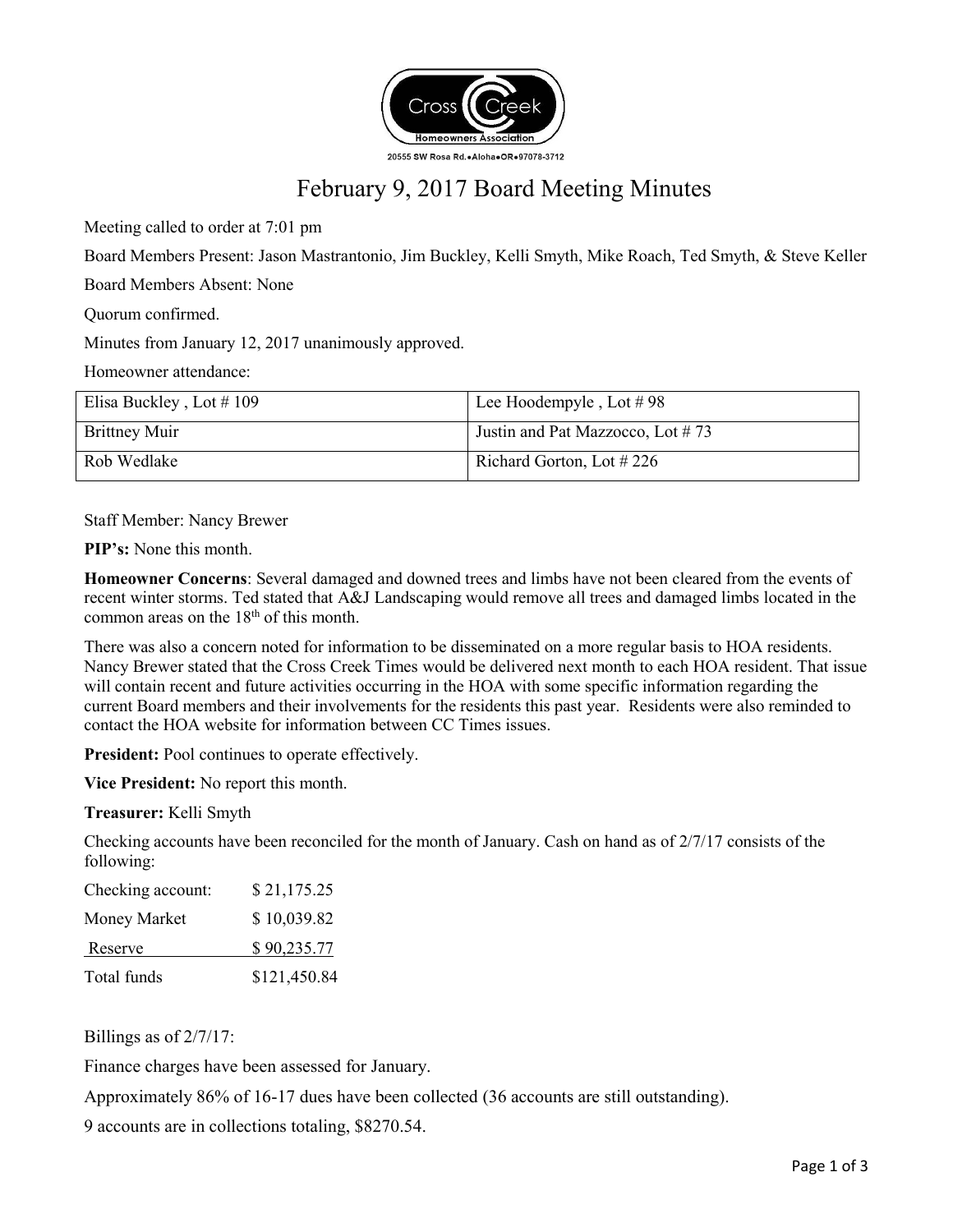Cross Creek Homeowners Association

20555 SW Rosa Rd.•Aloha•OR•97078-3712

# February 9, 2017 Board Meeting Minutes

Meeting called to order at 7:01 pm

Board Members Present: Jason Mastrantonio, Jim Buckley, Kelli Smyth, Mike Roach, Ted Smyth, & Steve Keller

Board Members Absent: None

Quorum confirmed.

Minutes from January 12, 2017 unanimously approved.

Homeowner attendance:

| | |
|---|---|
| Elisa Buckley , Lot # 109 | Lee Hoodempyle , Lot # 98 |
| Brittney Muir | Justin and Pat Mazzocco, Lot # 73 |
| Rob Wedlake | Richard Gorton, Lot # 226 |

Staff Member: Nancy Brewer

**PIP's:** None this month.

**Homeowner Concerns**: Several damaged and downed trees and limbs have not been cleared from the events of recent winter storms. Ted stated that A&J Landscaping would remove all trees and damaged limbs located in the common areas on the 18th of this month.

There was also a concern noted for information to be disseminated on a more regular basis to HOA residents. Nancy Brewer stated that the Cross Creek Times would be delivered next month to each HOA resident. That issue will contain recent and future activities occurring in the HOA with some specific information regarding the current Board members and their involvements for the residents this past year. Residents were also reminded to contact the HOA website for information between CC Times issues.

**President:** Pool continues to operate effectively.

**Vice President:** No report this month.

**Treasurer:** Kelli Smyth

Checking accounts have been reconciled for the month of January. Cash on hand as of 2/7/17 consists of the following:

| | |
|---|---|
| Checking account: | $ 21,175.25 |
| Money Market | $ 10,039.82 |
| Reserve | $ 90,235.77 |
| Total funds | $121,450.84 |

Billings as of 2/7/17:

Finance charges have been assessed for January.

Approximately 86% of 16-17 dues have been collected (36 accounts are still outstanding).

9 accounts are in collections totaling, $8270.54.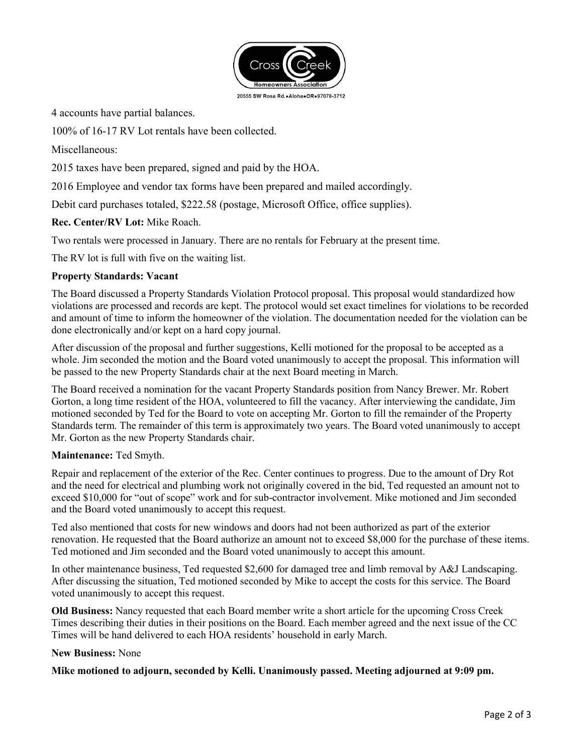4 accounts have partial balances.

100% of 16-17 RV Lot rentals have been collected.

Miscellaneous:

2015 taxes have been prepared, signed and paid by the HOA.

2016 Employee and vendor tax forms have been prepared and mailed accordingly.

Debit card purchases totaled, $222.58 (postage, Microsoft Office, office supplies).

**Rec. Center/RV Lot:** Mike Roach.

Two rentals were processed in January. There are no rentals for February at the present time.

The RV lot is full with five on the waiting list.

**Property Standards: Vacant**

The Board discussed a Property Standards Violation Protocol proposal. This proposal would standardized how violations are processed and records are kept. The protocol would set exact timelines for violations to be recorded and amount of time to inform the homeowner of the violation. The documentation needed for the violation can be done electronically and/or kept on a hard copy journal.

After discussion of the proposal and further suggestions, Kelli motioned for the proposal to be accepted as a whole. Jim seconded the motion and the Board voted unanimously to accept the proposal. This information will be passed to the new Property Standards chair at the next Board meeting in March.

The Board received a nomination for the vacant Property Standards position from Nancy Brewer. Mr. Robert Gorton, a long time resident of the HOA, volunteered to fill the vacancy. After interviewing the candidate, Jim motioned seconded by Ted for the Board to vote on accepting Mr. Gorton to fill the remainder of the Property Standards term. The remainder of this term is approximately two years. The Board voted unanimously to accept Mr. Gorton as the new Property Standards chair.

**Maintenance:** Ted Smyth.

Repair and replacement of the exterior of the Rec. Center continues to progress. Due to the amount of Dry Rot and the need for electrical and plumbing work not originally covered in the bid, Ted requested an amount not to exceed $10,000 for "out of scope" work and for sub-contractor involvement. Mike motioned and Jim seconded and the Board voted unanimously to accept this request.

Ted also mentioned that costs for new windows and doors had not been authorized as part of the exterior renovation. He requested that the Board authorize an amount not to exceed $8,000 for the purchase of these items. Ted motioned and Jim seconded and the Board voted unanimously to accept this amount.

In other maintenance business, Ted requested $2,600 for damaged tree and limb removal by A&J Landscaping. After discussing the situation, Ted motioned seconded by Mike to accept the costs for this service. The Board voted unanimously to accept this request.

**Old Business:** Nancy requested that each Board member write a short article for the upcoming Cross Creek Times describing their duties in their positions on the Board. Each member agreed and the next issue of the CC Times will be hand delivered to each HOA residents' household in early March.

**New Business:** None

**Mike motioned to adjourn, seconded by Kelli. Unanimously passed. Meeting adjourned at 9:09 pm.**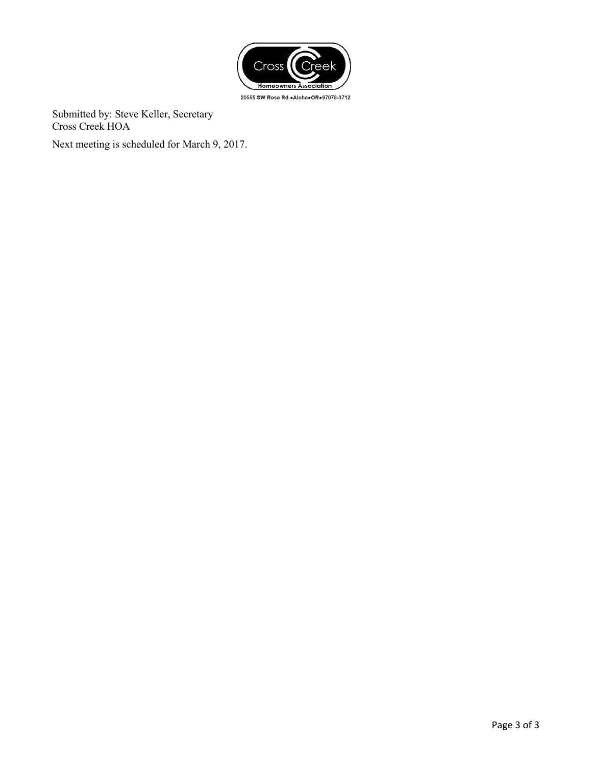Cross Creek

Homeowners Association

20555 SW Rosa Rd.•Aloha•OR•97078-3712

Submitted by: Steve Keller, Secretary
Cross Creek HOA

Next meeting is scheduled for March 9, 2017.